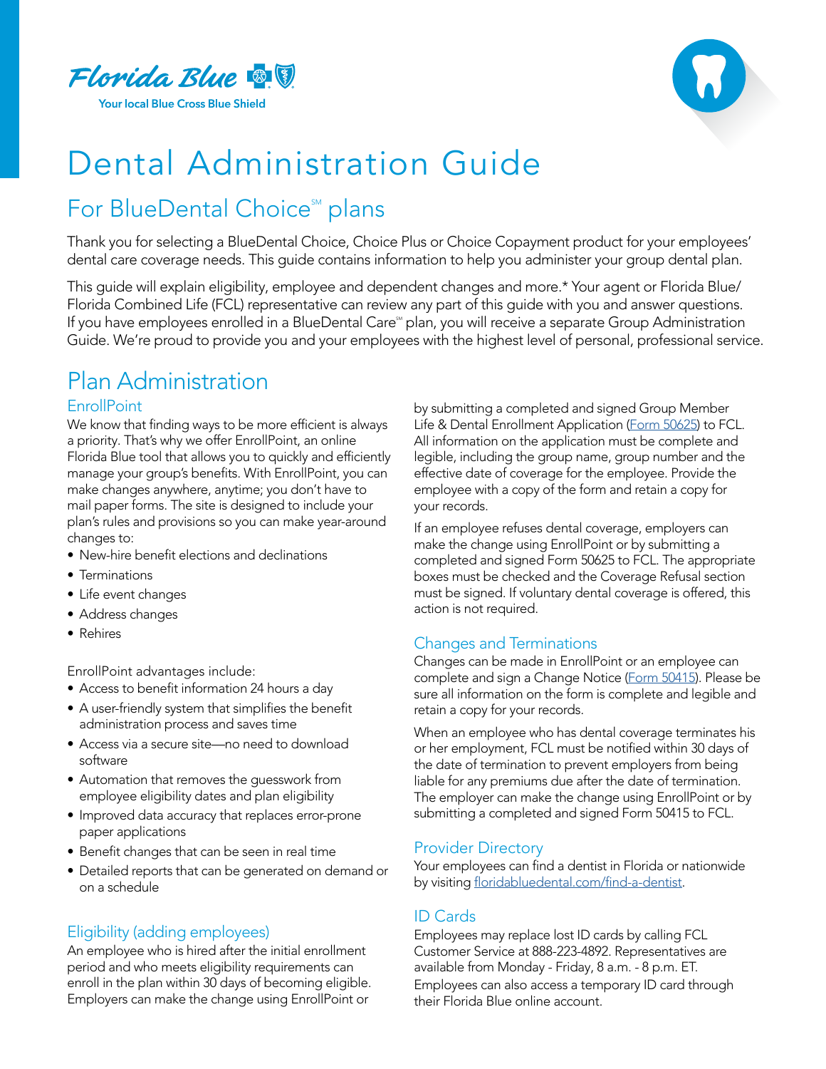Florida Blue

Your local Blue Cross Blue Shield

# Dental Administration Guide

## For BlueDental Choice℠ plans

Thank you for selecting a BlueDental Choice, Choice Plus or Choice Copayment product for your employees' dental care coverage needs. This guide contains information to help you administer your group dental plan.

This guide will explain eligibility, employee and dependent changes and more.* Your agent or Florida Blue/ Florida Combined Life (FCL) representative can review any part of this guide with you and answer questions. If you have employees enrolled in a BlueDental Care℠ plan, you will receive a separate Group Administration Guide. We're proud to provide you and your employees with the highest level of personal, professional service.

## Plan Administration

### EnrollPoint

We know that finding ways to be more efficient is always a priority. That's why we offer EnrollPoint, an online Florida Blue tool that allows you to quickly and efficiently manage your group's benefits. With EnrollPoint, you can make changes anywhere, anytime; you don't have to mail paper forms. The site is designed to include your plan's rules and provisions so you can make year-around changes to:

- New-hire benefit elections and declinations
- Terminations
- Life event changes
- Address changes
- Rehires

EnrollPoint advantages include:

- Access to benefit information 24 hours a day
- A user-friendly system that simplifies the benefit administration process and saves time
- Access via a secure site—no need to download software
- Automation that removes the guesswork from employee eligibility dates and plan eligibility
- Improved data accuracy that replaces error-prone paper applications
- Benefit changes that can be seen in real time
- Detailed reports that can be generated on demand or on a schedule

### Eligibility (adding employees)

An employee who is hired after the initial enrollment period and who meets eligibility requirements can enroll in the plan within 30 days of becoming eligible. Employers can make the change using EnrollPoint or by submitting a completed and signed Group Member Life & Dental Enrollment Application (Form 50625) to FCL. All information on the application must be complete and legible, including the group name, group number and the effective date of coverage for the employee. Provide the employee with a copy of the form and retain a copy for your records.

If an employee refuses dental coverage, employers can make the change using EnrollPoint or by submitting a completed and signed Form 50625 to FCL. The appropriate boxes must be checked and the Coverage Refusal section must be signed. If voluntary dental coverage is offered, this action is not required.

### Changes and Terminations

Changes can be made in EnrollPoint or an employee can complete and sign a Change Notice (Form 50415). Please be sure all information on the form is complete and legible and retain a copy for your records.

When an employee who has dental coverage terminates his or her employment, FCL must be notified within 30 days of the date of termination to prevent employers from being liable for any premiums due after the date of termination. The employer can make the change using EnrollPoint or by submitting a completed and signed Form 50415 to FCL.

### Provider Directory

Your employees can find a dentist in Florida or nationwide by visiting floridabluedental.com/find-a-dentist.

### ID Cards

Employees may replace lost ID cards by calling FCL Customer Service at 888-223-4892. Representatives are available from Monday - Friday, 8 a.m. - 8 p.m. ET. Employees can also access a temporary ID card through their Florida Blue online account.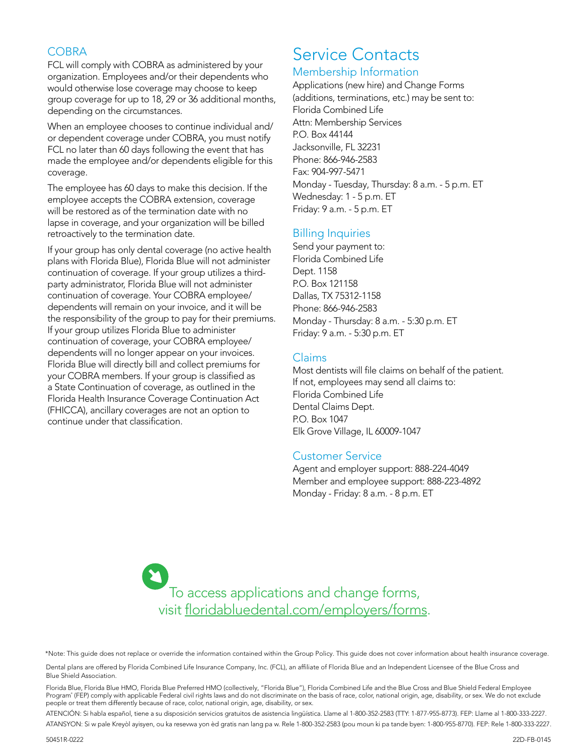## COBRA

FCL will comply with COBRA as administered by your organization. Employees and/or their dependents who would otherwise lose coverage may choose to keep group coverage for up to 18, 29 or 36 additional months, depending on the circumstances.

When an employee chooses to continue individual and/or dependent coverage under COBRA, you must notify FCL no later than 60 days following the event that has made the employee and/or dependents eligible for this coverage.

The employee has 60 days to make this decision. If the employee accepts the COBRA extension, coverage will be restored as of the termination date with no lapse in coverage, and your organization will be billed retroactively to the termination date.

If your group has only dental coverage (no active health plans with Florida Blue), Florida Blue will not administer continuation of coverage. If your group utilizes a third-party administrator, Florida Blue will not administer continuation of coverage. Your COBRA employee/dependents will remain on your invoice, and it will be the responsibility of the group to pay for their premiums. If your group utilizes Florida Blue to administer continuation of coverage, your COBRA employee/dependents will no longer appear on your invoices. Florida Blue will directly bill and collect premiums for your COBRA members. If your group is classified as a State Continuation of coverage, as outlined in the Florida Health Insurance Coverage Continuation Act (FHICCA), ancillary coverages are not an option to continue under that classification.

# Service Contacts

## Membership Information

Applications (new hire) and Change Forms (additions, terminations, etc.) may be sent to:
Florida Combined Life
Attn: Membership Services
P.O. Box 44144
Jacksonville, FL 32231
Phone: 866-946-2583
Fax: 904-997-5471
Monday - Tuesday, Thursday: 8 a.m. - 5 p.m. ET
Wednesday: 1 - 5 p.m. ET
Friday: 9 a.m. - 5 p.m. ET

## Billing Inquiries

Send your payment to:
Florida Combined Life
Dept. 1158
P.O. Box 121158
Dallas, TX 75312-1158
Phone: 866-946-2583
Monday - Thursday: 8 a.m. - 5:30 p.m. ET
Friday: 9 a.m. - 5:30 p.m. ET

## Claims

Most dentists will file claims on behalf of the patient. If not, employees may send all claims to:
Florida Combined Life
Dental Claims Dept.
P.O. Box 1047
Elk Grove Village, IL 60009-1047

## Customer Service

Agent and employer support: 888-224-4049
Member and employee support: 888-223-4892
Monday - Friday: 8 a.m. - 8 p.m. ET

To access applications and change forms, visit floridabluedental.com/employers/forms.

*Note: This guide does not replace or override the information contained within the Group Policy. This guide does not cover information about health insurance coverage.

Dental plans are offered by Florida Combined Life Insurance Company, Inc. (FCL), an affiliate of Florida Blue and an Independent Licensee of the Blue Cross and Blue Shield Association.

Florida Blue, Florida Blue HMO, Florida Blue Preferred HMO (collectively, "Florida Blue"), Florida Combined Life and the Blue Cross and Blue Shield Federal Employee Program® (FEP) comply with applicable Federal civil rights laws and do not discriminate on the basis of race, color, national origin, age, disability, or sex. We do not exclude people or treat them differently because of race, color, national origin, age, disability, or sex.

ATENCIÓN: Si habla español, tiene a su disposición servicios gratuitos de asistencia lingüística. Llame al 1-800-352-2583 (TTY: 1-877-955-8773). FEP: Llame al 1-800-333-2227.

ATANSYON: Si w pale Kreyòl ayisyen, ou ka resevwa yon èd gratis nan lang pa w. Rele 1-800-352-2583 (pou moun ki pa tande byen: 1-800-955-8770). FEP: Rele 1-800-333-2227.

50451R-0222

22D-FB-0145